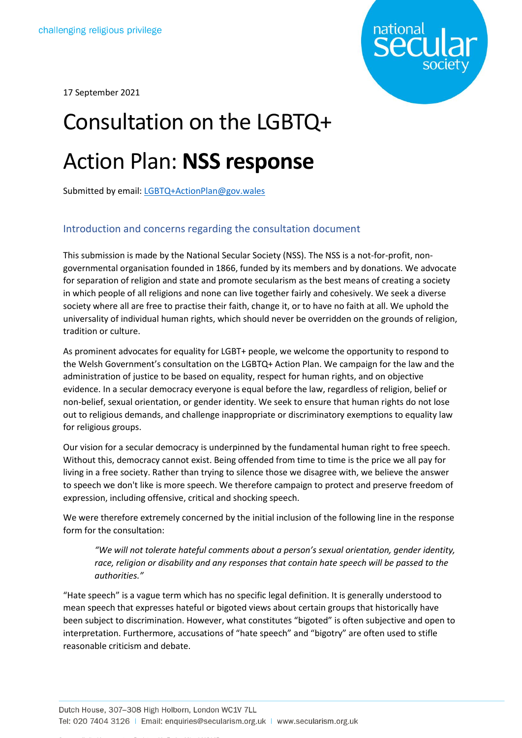challenging religious privilege

17 September 2021

# Consultation on the LGBTQ+ Action Plan: **NSS response**

Submitted by email: LGBTQ+ActionPlan@gov.wales

## Introduction and concerns regarding the consultation document

This submission is made by the National Secular Society (NSS). The NSS is a not-for-profit, non-governmental organisation founded in 1866, funded by its members and by donations. We advocate for separation of religion and state and promote secularism as the best means of creating a society in which people of all religions and none can live together fairly and cohesively. We seek a diverse society where all are free to practise their faith, change it, or to have no faith at all. We uphold the universality of individual human rights, which should never be overridden on the grounds of religion, tradition or culture.

As prominent advocates for equality for LGBT+ people, we welcome the opportunity to respond to the Welsh Government's consultation on the LGBTQ+ Action Plan. We campaign for the law and the administration of justice to be based on equality, respect for human rights, and on objective evidence. In a secular democracy everyone is equal before the law, regardless of religion, belief or non-belief, sexual orientation, or gender identity. We seek to ensure that human rights do not lose out to religious demands, and challenge inappropriate or discriminatory exemptions to equality law for religious groups.

Our vision for a secular democracy is underpinned by the fundamental human right to free speech. Without this, democracy cannot exist. Being offended from time to time is the price we all pay for living in a free society. Rather than trying to silence those we disagree with, we believe the answer to speech we don't like is more speech. We therefore campaign to protect and preserve freedom of expression, including offensive, critical and shocking speech.

We were therefore extremely concerned by the initial inclusion of the following line in the response form for the consultation:

> *"We will not tolerate hateful comments about a person's sexual orientation, gender identity, race, religion or disability and any responses that contain hate speech will be passed to the authorities."*

"Hate speech" is a vague term which has no specific legal definition. It is generally understood to mean speech that expresses hateful or bigoted views about certain groups that historically have been subject to discrimination. However, what constitutes "bigoted" is often subjective and open to interpretation. Furthermore, accusations of "hate speech" and "bigotry" are often used to stifle reasonable criticism and debate.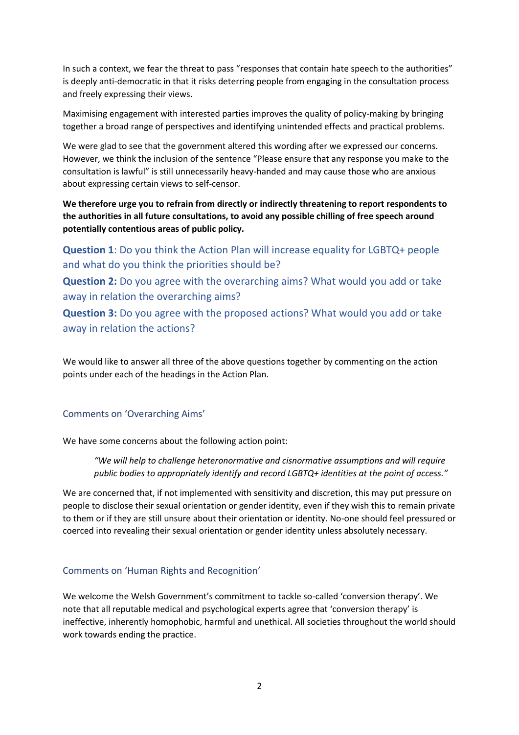In such a context, we fear the threat to pass "responses that contain hate speech to the authorities" is deeply anti-democratic in that it risks deterring people from engaging in the consultation process and freely expressing their views.

Maximising engagement with interested parties improves the quality of policy-making by bringing together a broad range of perspectives and identifying unintended effects and practical problems.

We were glad to see that the government altered this wording after we expressed our concerns. However, we think the inclusion of the sentence "Please ensure that any response you make to the consultation is lawful" is still unnecessarily heavy-handed and may cause those who are anxious about expressing certain views to self-censor.

**We therefore urge you to refrain from directly or indirectly threatening to report respondents to the authorities in all future consultations, to avoid any possible chilling of free speech around potentially contentious areas of public policy.**

**Question 1**: Do you think the Action Plan will increase equality for LGBTQ+ people and what do you think the priorities should be?

**Question 2:** Do you agree with the overarching aims? What would you add or take away in relation the overarching aims?

**Question 3:** Do you agree with the proposed actions? What would you add or take away in relation the actions?

We would like to answer all three of the above questions together by commenting on the action points under each of the headings in the Action Plan.

### Comments on 'Overarching Aims'

We have some concerns about the following action point:

> *"We will help to challenge heteronormative and cisnormative assumptions and will require public bodies to appropriately identify and record LGBTQ+ identities at the point of access."*

We are concerned that, if not implemented with sensitivity and discretion, this may put pressure on people to disclose their sexual orientation or gender identity, even if they wish this to remain private to them or if they are still unsure about their orientation or identity. No-one should feel pressured or coerced into revealing their sexual orientation or gender identity unless absolutely necessary.

### Comments on 'Human Rights and Recognition'

We welcome the Welsh Government's commitment to tackle so-called 'conversion therapy'. We note that all reputable medical and psychological experts agree that 'conversion therapy' is ineffective, inherently homophobic, harmful and unethical. All societies throughout the world should work towards ending the practice.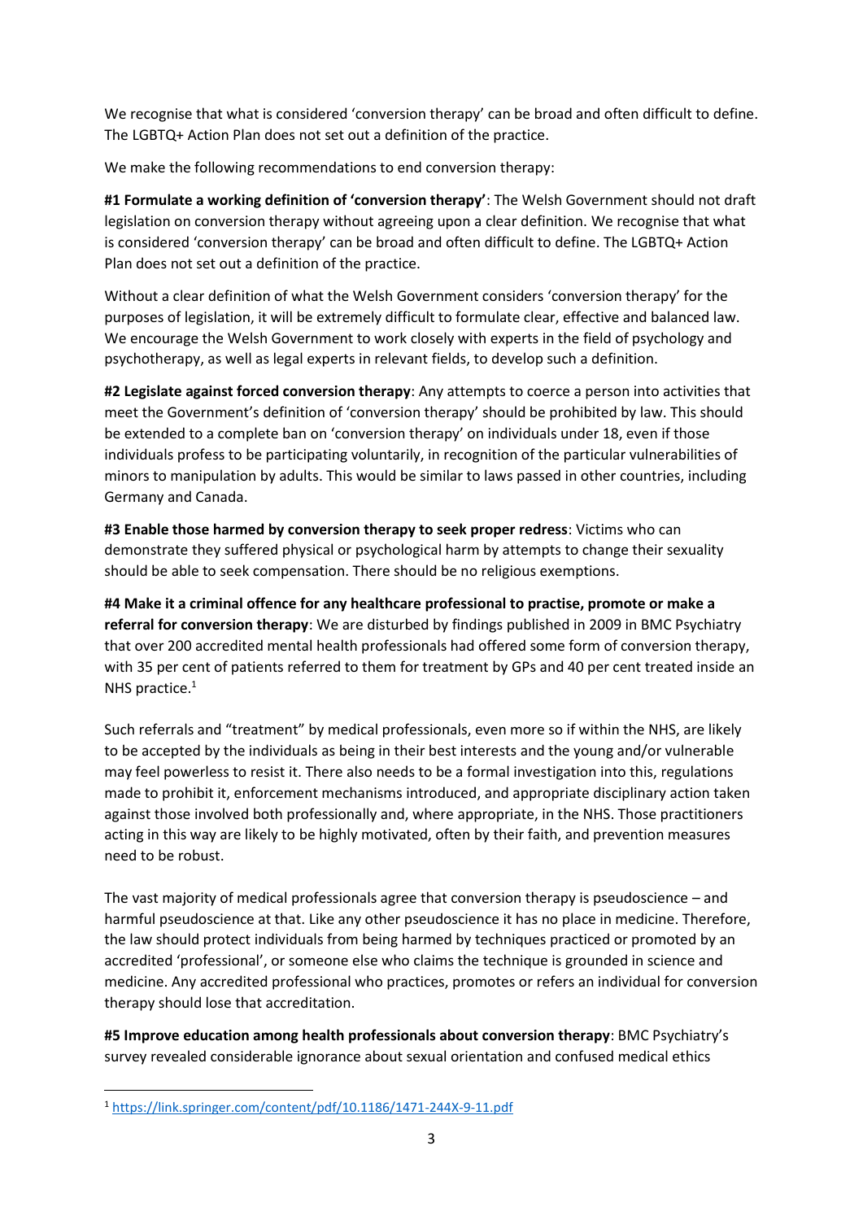We recognise that what is considered 'conversion therapy' can be broad and often difficult to define. The LGBTQ+ Action Plan does not set out a definition of the practice.

We make the following recommendations to end conversion therapy:

**#1 Formulate a working definition of 'conversion therapy'**: The Welsh Government should not draft legislation on conversion therapy without agreeing upon a clear definition. We recognise that what is considered 'conversion therapy' can be broad and often difficult to define. The LGBTQ+ Action Plan does not set out a definition of the practice.

Without a clear definition of what the Welsh Government considers 'conversion therapy' for the purposes of legislation, it will be extremely difficult to formulate clear, effective and balanced law. We encourage the Welsh Government to work closely with experts in the field of psychology and psychotherapy, as well as legal experts in relevant fields, to develop such a definition.

**#2 Legislate against forced conversion therapy**: Any attempts to coerce a person into activities that meet the Government's definition of 'conversion therapy' should be prohibited by law. This should be extended to a complete ban on 'conversion therapy' on individuals under 18, even if those individuals profess to be participating voluntarily, in recognition of the particular vulnerabilities of minors to manipulation by adults. This would be similar to laws passed in other countries, including Germany and Canada.

**#3 Enable those harmed by conversion therapy to seek proper redress**: Victims who can demonstrate they suffered physical or psychological harm by attempts to change their sexuality should be able to seek compensation. There should be no religious exemptions.

**#4 Make it a criminal offence for any healthcare professional to practise, promote or make a referral for conversion therapy**: We are disturbed by findings published in 2009 in BMC Psychiatry that over 200 accredited mental health professionals had offered some form of conversion therapy, with 35 per cent of patients referred to them for treatment by GPs and 40 per cent treated inside an NHS practice.[1]

Such referrals and "treatment" by medical professionals, even more so if within the NHS, are likely to be accepted by the individuals as being in their best interests and the young and/or vulnerable may feel powerless to resist it. There also needs to be a formal investigation into this, regulations made to prohibit it, enforcement mechanisms introduced, and appropriate disciplinary action taken against those involved both professionally and, where appropriate, in the NHS. Those practitioners acting in this way are likely to be highly motivated, often by their faith, and prevention measures need to be robust.

The vast majority of medical professionals agree that conversion therapy is pseudoscience – and harmful pseudoscience at that. Like any other pseudoscience it has no place in medicine. Therefore, the law should protect individuals from being harmed by techniques practiced or promoted by an accredited 'professional', or someone else who claims the technique is grounded in science and medicine. Any accredited professional who practices, promotes or refers an individual for conversion therapy should lose that accreditation.

**#5 Improve education among health professionals about conversion therapy**: BMC Psychiatry's survey revealed considerable ignorance about sexual orientation and confused medical ethics

---

[1] https://link.springer.com/content/pdf/10.1186/1471-244X-9-11.pdf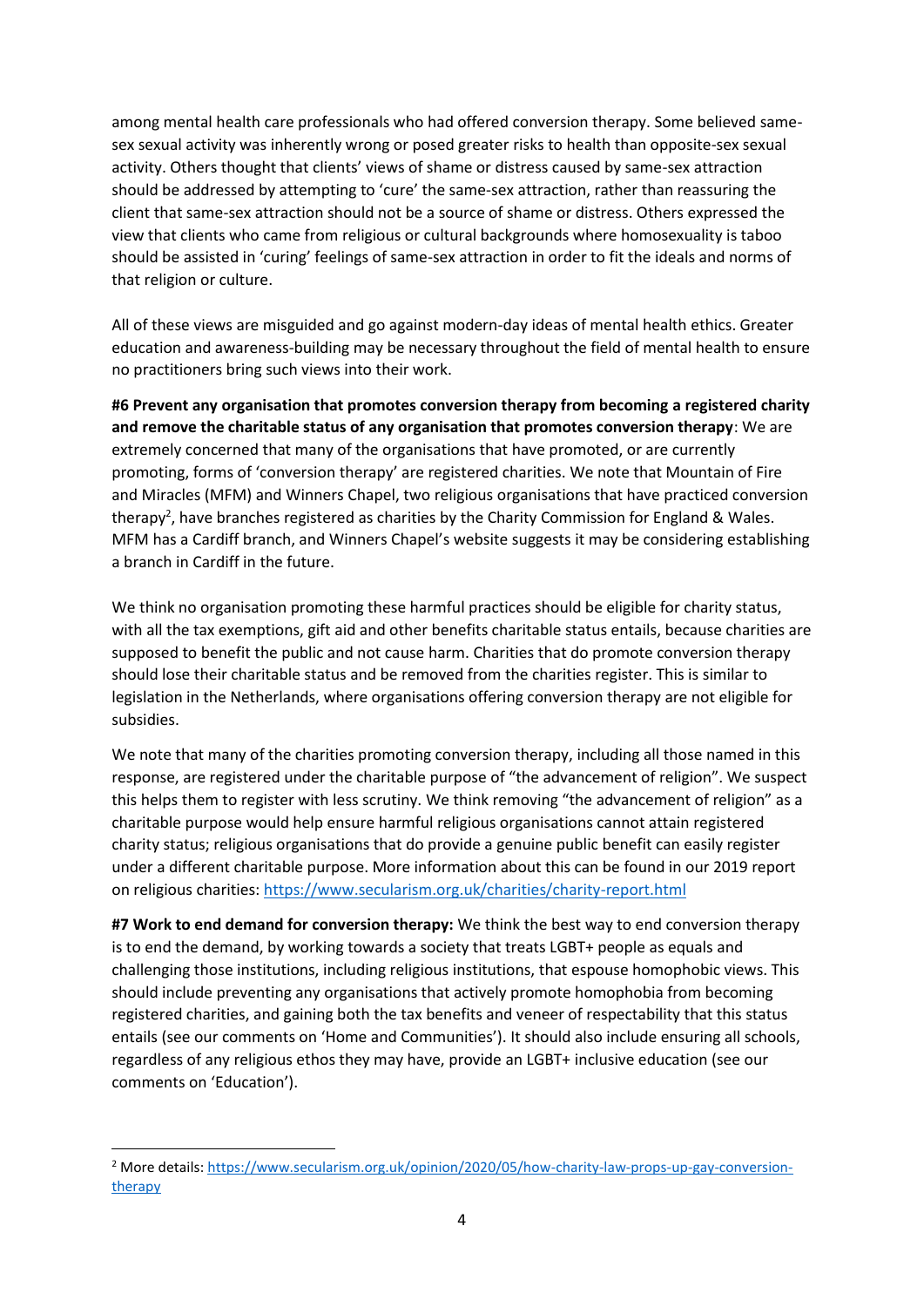among mental health care professionals who had offered conversion therapy. Some believed same-sex sexual activity was inherently wrong or posed greater risks to health than opposite-sex sexual activity. Others thought that clients' views of shame or distress caused by same-sex attraction should be addressed by attempting to 'cure' the same-sex attraction, rather than reassuring the client that same-sex attraction should not be a source of shame or distress. Others expressed the view that clients who came from religious or cultural backgrounds where homosexuality is taboo should be assisted in 'curing' feelings of same-sex attraction in order to fit the ideals and norms of that religion or culture.

All of these views are misguided and go against modern-day ideas of mental health ethics. Greater education and awareness-building may be necessary throughout the field of mental health to ensure no practitioners bring such views into their work.

**#6 Prevent any organisation that promotes conversion therapy from becoming a registered charity and remove the charitable status of any organisation that promotes conversion therapy**: We are extremely concerned that many of the organisations that have promoted, or are currently promoting, forms of 'conversion therapy' are registered charities. We note that Mountain of Fire and Miracles (MFM) and Winners Chapel, two religious organisations that have practiced conversion therapy[2], have branches registered as charities by the Charity Commission for England & Wales. MFM has a Cardiff branch, and Winners Chapel's website suggests it may be considering establishing a branch in Cardiff in the future.

We think no organisation promoting these harmful practices should be eligible for charity status, with all the tax exemptions, gift aid and other benefits charitable status entails, because charities are supposed to benefit the public and not cause harm. Charities that do promote conversion therapy should lose their charitable status and be removed from the charities register. This is similar to legislation in the Netherlands, where organisations offering conversion therapy are not eligible for subsidies.

We note that many of the charities promoting conversion therapy, including all those named in this response, are registered under the charitable purpose of "the advancement of religion". We suspect this helps them to register with less scrutiny. We think removing "the advancement of religion" as a charitable purpose would help ensure harmful religious organisations cannot attain registered charity status; religious organisations that do provide a genuine public benefit can easily register under a different charitable purpose. More information about this can be found in our 2019 report on religious charities: https://www.secularism.org.uk/charities/charity-report.html

**#7 Work to end demand for conversion therapy:** We think the best way to end conversion therapy is to end the demand, by working towards a society that treats LGBT+ people as equals and challenging those institutions, including religious institutions, that espouse homophobic views. This should include preventing any organisations that actively promote homophobia from becoming registered charities, and gaining both the tax benefits and veneer of respectability that this status entails (see our comments on 'Home and Communities'). It should also include ensuring all schools, regardless of any religious ethos they may have, provide an LGBT+ inclusive education (see our comments on 'Education').

[2] More details: https://www.secularism.org.uk/opinion/2020/05/how-charity-law-props-up-gay-conversion-therapy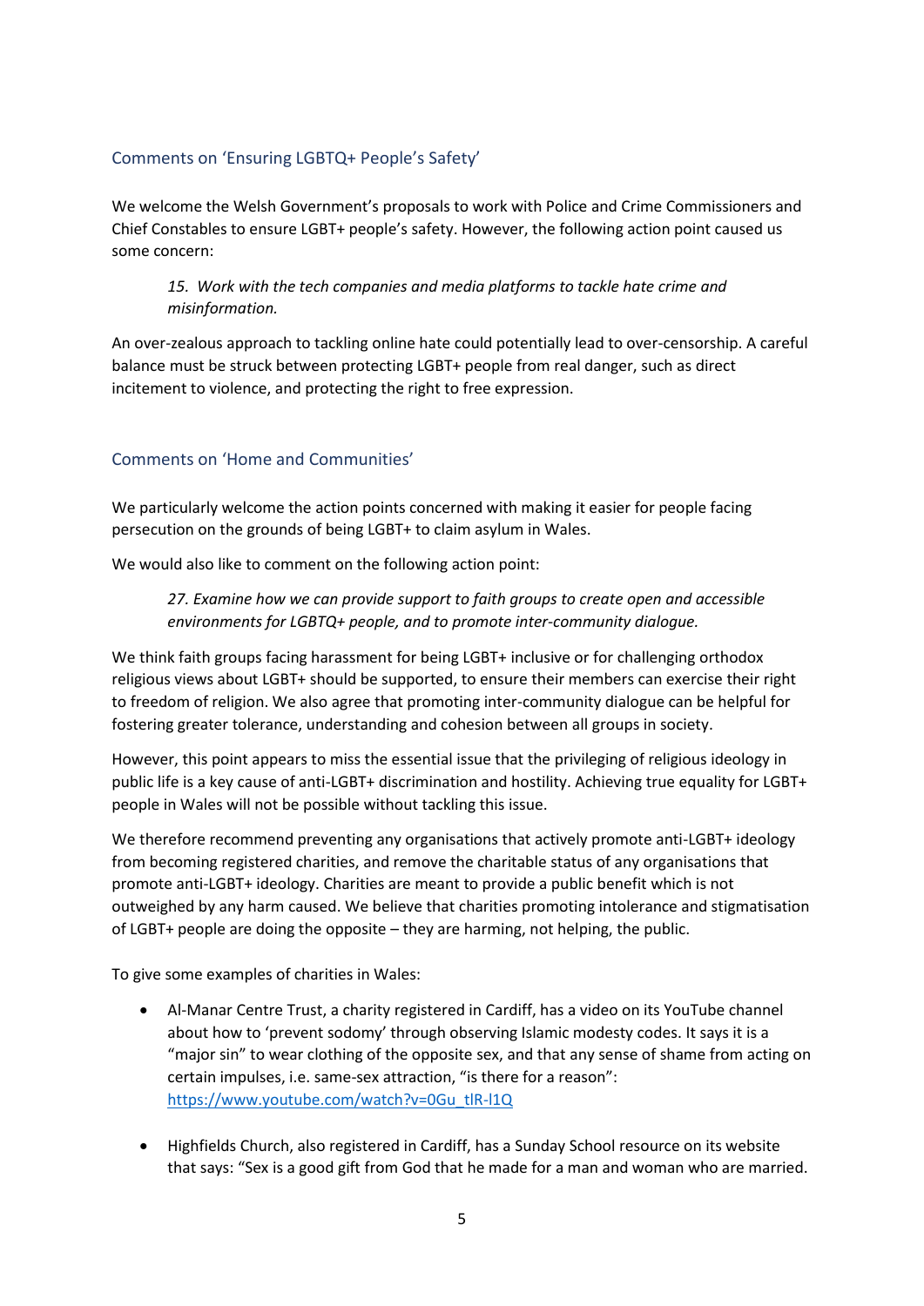## Comments on 'Ensuring LGBTQ+ People's Safety'

We welcome the Welsh Government's proposals to work with Police and Crime Commissioners and Chief Constables to ensure LGBT+ people's safety. However, the following action point caused us some concern:

> *15. Work with the tech companies and media platforms to tackle hate crime and misinformation.*

An over-zealous approach to tackling online hate could potentially lead to over-censorship. A careful balance must be struck between protecting LGBT+ people from real danger, such as direct incitement to violence, and protecting the right to free expression.

## Comments on 'Home and Communities'

We particularly welcome the action points concerned with making it easier for people facing persecution on the grounds of being LGBT+ to claim asylum in Wales.

We would also like to comment on the following action point:

> *27. Examine how we can provide support to faith groups to create open and accessible environments for LGBTQ+ people, and to promote inter-community dialogue.*

We think faith groups facing harassment for being LGBT+ inclusive or for challenging orthodox religious views about LGBT+ should be supported, to ensure their members can exercise their right to freedom of religion. We also agree that promoting inter-community dialogue can be helpful for fostering greater tolerance, understanding and cohesion between all groups in society.

However, this point appears to miss the essential issue that the privileging of religious ideology in public life is a key cause of anti-LGBT+ discrimination and hostility. Achieving true equality for LGBT+ people in Wales will not be possible without tackling this issue.

We therefore recommend preventing any organisations that actively promote anti-LGBT+ ideology from becoming registered charities, and remove the charitable status of any organisations that promote anti-LGBT+ ideology. Charities are meant to provide a public benefit which is not outweighed by any harm caused. We believe that charities promoting intolerance and stigmatisation of LGBT+ people are doing the opposite – they are harming, not helping, the public.

To give some examples of charities in Wales:

- Al-Manar Centre Trust, a charity registered in Cardiff, has a video on its YouTube channel about how to 'prevent sodomy' through observing Islamic modesty codes. It says it is a "major sin" to wear clothing of the opposite sex, and that any sense of shame from acting on certain impulses, i.e. same-sex attraction, "is there for a reason": https://www.youtube.com/watch?v=0Gu_tlR-l1Q

- Highfields Church, also registered in Cardiff, has a Sunday School resource on its website that says: "Sex is a good gift from God that he made for a man and woman who are married.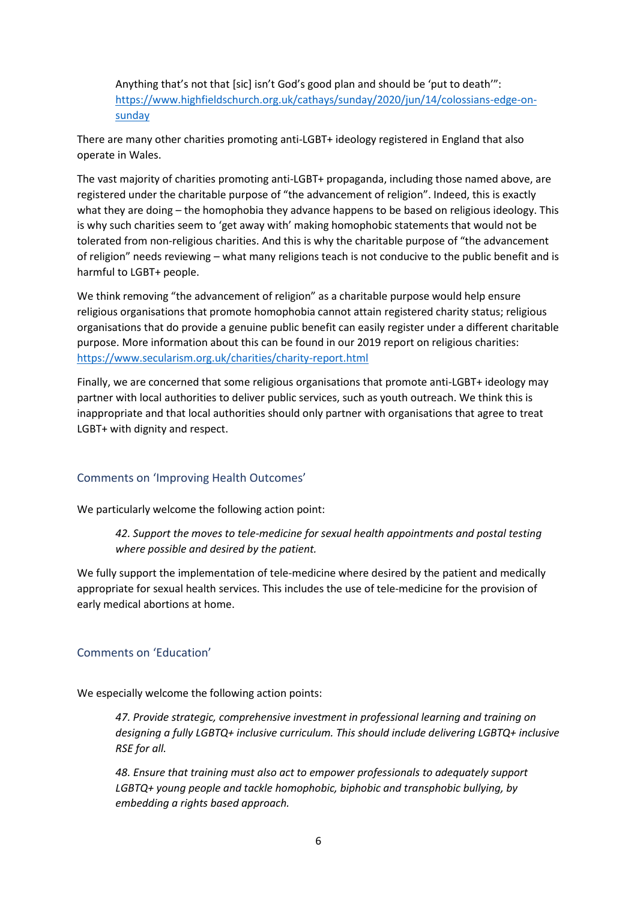> Anything that's not that [sic] isn't God's good plan and should be 'put to death'": https://www.highfieldschurch.org.uk/cathays/sunday/2020/jun/14/colossians-edge-on-sunday

There are many other charities promoting anti-LGBT+ ideology registered in England that also operate in Wales.

The vast majority of charities promoting anti-LGBT+ propaganda, including those named above, are registered under the charitable purpose of "the advancement of religion". Indeed, this is exactly what they are doing – the homophobia they advance happens to be based on religious ideology. This is why such charities seem to 'get away with' making homophobic statements that would not be tolerated from non-religious charities. And this is why the charitable purpose of "the advancement of religion" needs reviewing – what many religions teach is not conducive to the public benefit and is harmful to LGBT+ people.

We think removing "the advancement of religion" as a charitable purpose would help ensure religious organisations that promote homophobia cannot attain registered charity status; religious organisations that do provide a genuine public benefit can easily register under a different charitable purpose. More information about this can be found in our 2019 report on religious charities: https://www.secularism.org.uk/charities/charity-report.html

Finally, we are concerned that some religious organisations that promote anti-LGBT+ ideology may partner with local authorities to deliver public services, such as youth outreach. We think this is inappropriate and that local authorities should only partner with organisations that agree to treat LGBT+ with dignity and respect.

## Comments on 'Improving Health Outcomes'

We particularly welcome the following action point:

> *42. Support the moves to tele-medicine for sexual health appointments and postal testing where possible and desired by the patient.*

We fully support the implementation of tele-medicine where desired by the patient and medically appropriate for sexual health services. This includes the use of tele-medicine for the provision of early medical abortions at home.

## Comments on 'Education'

We especially welcome the following action points:

> *47. Provide strategic, comprehensive investment in professional learning and training on designing a fully LGBTQ+ inclusive curriculum. This should include delivering LGBTQ+ inclusive RSE for all.*
>
> *48. Ensure that training must also act to empower professionals to adequately support LGBTQ+ young people and tackle homophobic, biphobic and transphobic bullying, by embedding a rights based approach.*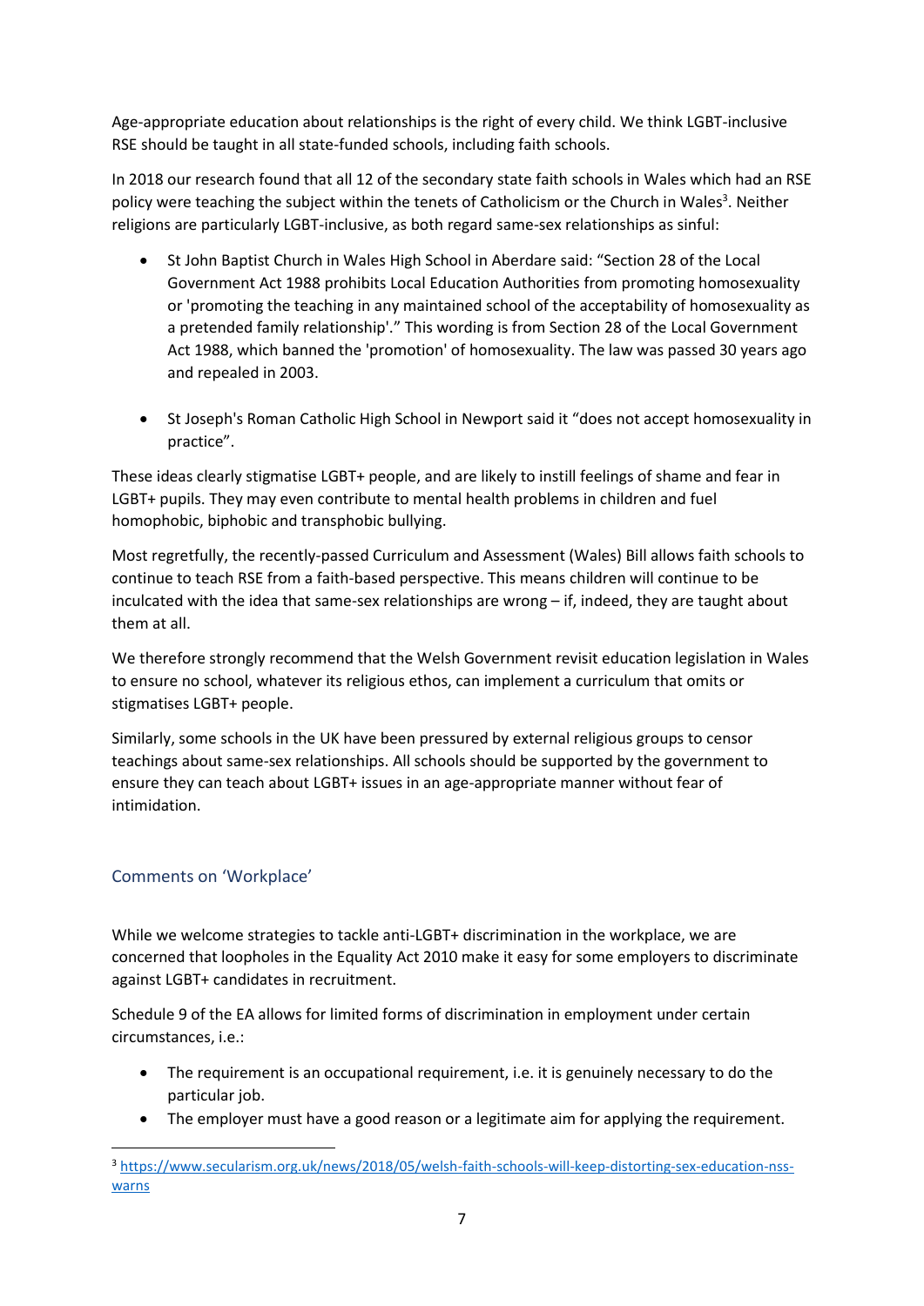Age-appropriate education about relationships is the right of every child. We think LGBT-inclusive RSE should be taught in all state-funded schools, including faith schools.

In 2018 our research found that all 12 of the secondary state faith schools in Wales which had an RSE policy were teaching the subject within the tenets of Catholicism or the Church in Wales[3]. Neither religions are particularly LGBT-inclusive, as both regard same-sex relationships as sinful:

- St John Baptist Church in Wales High School in Aberdare said: "Section 28 of the Local Government Act 1988 prohibits Local Education Authorities from promoting homosexuality or 'promoting the teaching in any maintained school of the acceptability of homosexuality as a pretended family relationship'." This wording is from Section 28 of the Local Government Act 1988, which banned the 'promotion' of homosexuality. The law was passed 30 years ago and repealed in 2003.

- St Joseph's Roman Catholic High School in Newport said it "does not accept homosexuality in practice".

These ideas clearly stigmatise LGBT+ people, and are likely to instill feelings of shame and fear in LGBT+ pupils. They may even contribute to mental health problems in children and fuel homophobic, biphobic and transphobic bullying.

Most regretfully, the recently-passed Curriculum and Assessment (Wales) Bill allows faith schools to continue to teach RSE from a faith-based perspective. This means children will continue to be inculcated with the idea that same-sex relationships are wrong – if, indeed, they are taught about them at all.

We therefore strongly recommend that the Welsh Government revisit education legislation in Wales to ensure no school, whatever its religious ethos, can implement a curriculum that omits or stigmatises LGBT+ people.

Similarly, some schools in the UK have been pressured by external religious groups to censor teachings about same-sex relationships. All schools should be supported by the government to ensure they can teach about LGBT+ issues in an age-appropriate manner without fear of intimidation.

## Comments on 'Workplace'

While we welcome strategies to tackle anti-LGBT+ discrimination in the workplace, we are concerned that loopholes in the Equality Act 2010 make it easy for some employers to discriminate against LGBT+ candidates in recruitment.

Schedule 9 of the EA allows for limited forms of discrimination in employment under certain circumstances, i.e.:

- The requirement is an occupational requirement, i.e. it is genuinely necessary to do the particular job.
- The employer must have a good reason or a legitimate aim for applying the requirement.

[3] https://www.secularism.org.uk/news/2018/05/welsh-faith-schools-will-keep-distorting-sex-education-nss-warns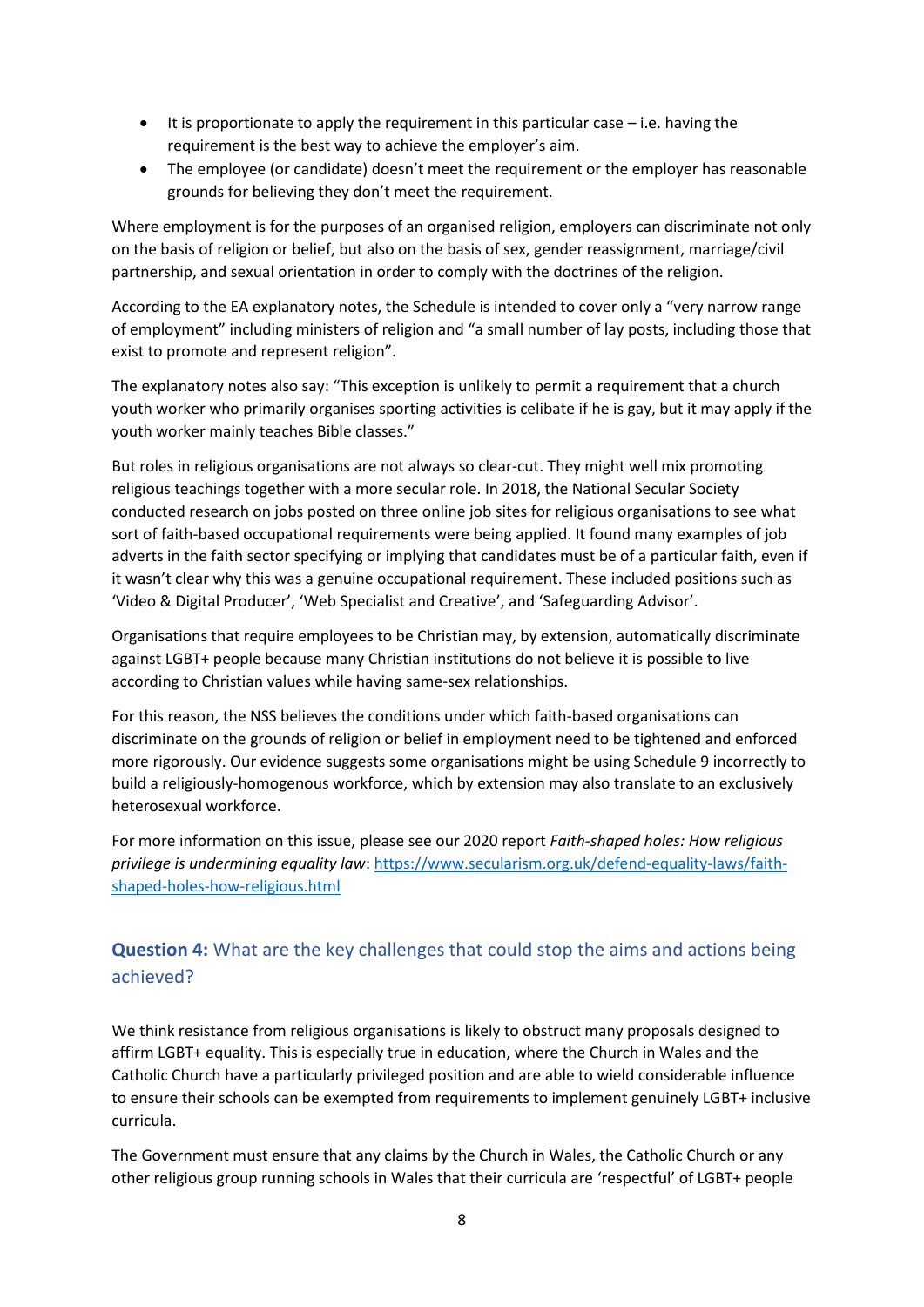- It is proportionate to apply the requirement in this particular case – i.e. having the requirement is the best way to achieve the employer's aim.
- The employee (or candidate) doesn't meet the requirement or the employer has reasonable grounds for believing they don't meet the requirement.

Where employment is for the purposes of an organised religion, employers can discriminate not only on the basis of religion or belief, but also on the basis of sex, gender reassignment, marriage/civil partnership, and sexual orientation in order to comply with the doctrines of the religion.

According to the EA explanatory notes, the Schedule is intended to cover only a "very narrow range of employment" including ministers of religion and "a small number of lay posts, including those that exist to promote and represent religion".

The explanatory notes also say: "This exception is unlikely to permit a requirement that a church youth worker who primarily organises sporting activities is celibate if he is gay, but it may apply if the youth worker mainly teaches Bible classes."

But roles in religious organisations are not always so clear-cut. They might well mix promoting religious teachings together with a more secular role. In 2018, the National Secular Society conducted research on jobs posted on three online job sites for religious organisations to see what sort of faith-based occupational requirements were being applied. It found many examples of job adverts in the faith sector specifying or implying that candidates must be of a particular faith, even if it wasn't clear why this was a genuine occupational requirement. These included positions such as 'Video & Digital Producer', 'Web Specialist and Creative', and 'Safeguarding Advisor'.

Organisations that require employees to be Christian may, by extension, automatically discriminate against LGBT+ people because many Christian institutions do not believe it is possible to live according to Christian values while having same-sex relationships.

For this reason, the NSS believes the conditions under which faith-based organisations can discriminate on the grounds of religion or belief in employment need to be tightened and enforced more rigorously. Our evidence suggests some organisations might be using Schedule 9 incorrectly to build a religiously-homogenous workforce, which by extension may also translate to an exclusively heterosexual workforce.

For more information on this issue, please see our 2020 report *Faith-shaped holes: How religious privilege is undermining equality law*: https://www.secularism.org.uk/defend-equality-laws/faith-shaped-holes-how-religious.html

## **Question 4:** What are the key challenges that could stop the aims and actions being achieved?

We think resistance from religious organisations is likely to obstruct many proposals designed to affirm LGBT+ equality. This is especially true in education, where the Church in Wales and the Catholic Church have a particularly privileged position and are able to wield considerable influence to ensure their schools can be exempted from requirements to implement genuinely LGBT+ inclusive curricula.

The Government must ensure that any claims by the Church in Wales, the Catholic Church or any other religious group running schools in Wales that their curricula are 'respectful' of LGBT+ people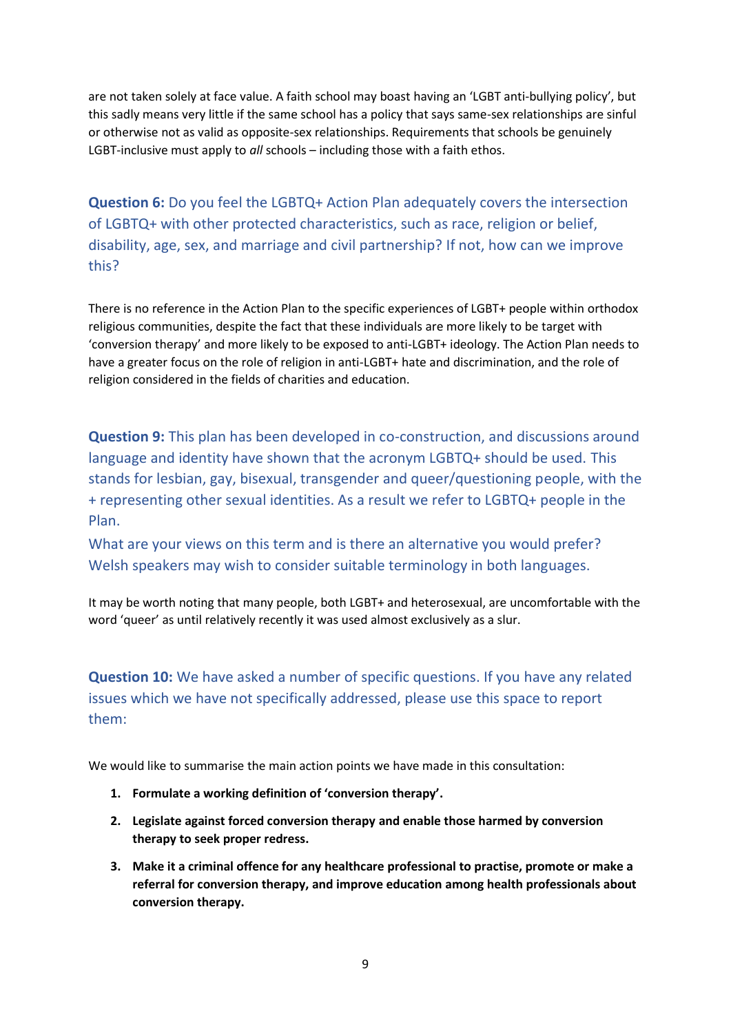are not taken solely at face value. A faith school may boast having an 'LGBT anti-bullying policy', but this sadly means very little if the same school has a policy that says same-sex relationships are sinful or otherwise not as valid as opposite-sex relationships. Requirements that schools be genuinely LGBT-inclusive must apply to *all* schools – including those with a faith ethos.

### **Question 6:** Do you feel the LGBTQ+ Action Plan adequately covers the intersection of LGBTQ+ with other protected characteristics, such as race, religion or belief, disability, age, sex, and marriage and civil partnership? If not, how can we improve this?

There is no reference in the Action Plan to the specific experiences of LGBT+ people within orthodox religious communities, despite the fact that these individuals are more likely to be target with 'conversion therapy' and more likely to be exposed to anti-LGBT+ ideology. The Action Plan needs to have a greater focus on the role of religion in anti-LGBT+ hate and discrimination, and the role of religion considered in the fields of charities and education.

### **Question 9:** This plan has been developed in co-construction, and discussions around language and identity have shown that the acronym LGBTQ+ should be used. This stands for lesbian, gay, bisexual, transgender and queer/questioning people, with the + representing other sexual identities. As a result we refer to LGBTQ+ people in the Plan.

### What are your views on this term and is there an alternative you would prefer? Welsh speakers may wish to consider suitable terminology in both languages.

It may be worth noting that many people, both LGBT+ and heterosexual, are uncomfortable with the word 'queer' as until relatively recently it was used almost exclusively as a slur.

### **Question 10:** We have asked a number of specific questions. If you have any related issues which we have not specifically addressed, please use this space to report them:

We would like to summarise the main action points we have made in this consultation:

1. **Formulate a working definition of 'conversion therapy'.**
2. **Legislate against forced conversion therapy and enable those harmed by conversion therapy to seek proper redress.**
3. **Make it a criminal offence for any healthcare professional to practise, promote or make a referral for conversion therapy, and improve education among health professionals about conversion therapy.**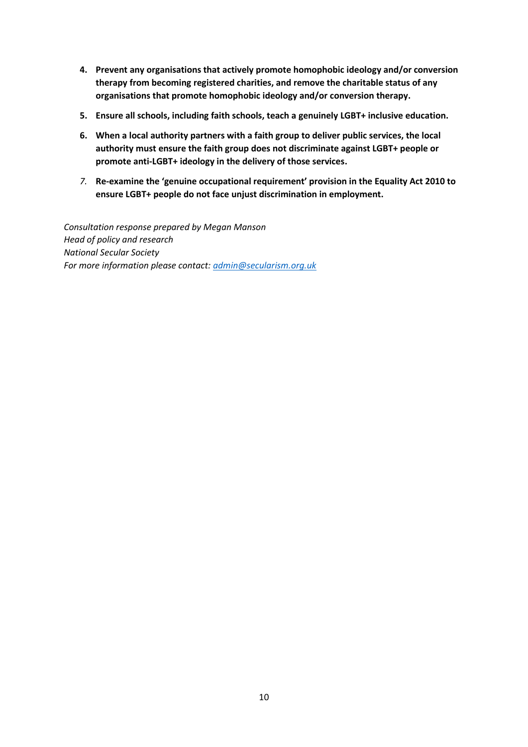4. **Prevent any organisations that actively promote homophobic ideology and/or conversion therapy from becoming registered charities, and remove the charitable status of any organisations that promote homophobic ideology and/or conversion therapy.**
5. **Ensure all schools, including faith schools, teach a genuinely LGBT+ inclusive education.**
6. **When a local authority partners with a faith group to deliver public services, the local authority must ensure the faith group does not discriminate against LGBT+ people or promote anti-LGBT+ ideology in the delivery of those services.**
7. **Re-examine the 'genuine occupational requirement' provision in the Equality Act 2010 to ensure LGBT+ people do not face unjust discrimination in employment.**

*Consultation response prepared by Megan Manson*
*Head of policy and research*
*National Secular Society*
*For more information please contact: [admin@secularism.org.uk](mailto:admin@secularism.org.uk)*